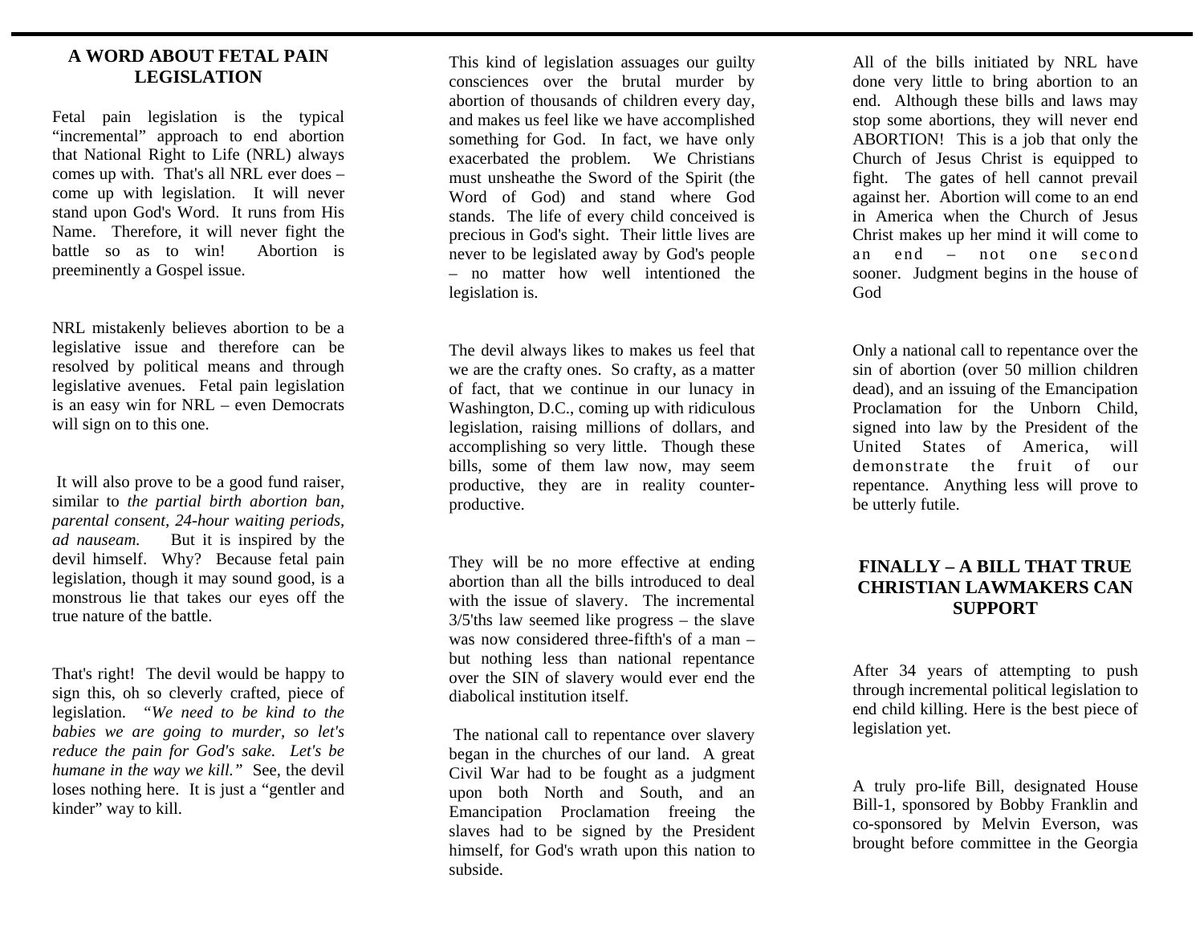## A WORD ABOUT FETAL PAIN LEGISLATION

Fetal pain legislation is the typical "incremental" approach to end abortion that National Right to Life (NRL) always comes up with. That's all NRL ever does – come up with legislation. It will never stand upon God's Word. It runs from His Name. Therefore, it will never fight the battle so as to win! Abortion is preeminently a Gospel issue.

NRL mistakenly believes abortion to be a legislative issue and therefore can be resolved by political means and through legislative avenues. Fetal pain legislation is an easy win for NRL – even Democrats will sign on to this one.

It will also prove to be a good fund raiser, similar to *the partial birth abortion ban, parental consent, 24-hour waiting periods, ad nauseam.* But it is inspired by the devil himself. Why? Because fetal pain legislation, though it may sound good, is a monstrous lie that takes our eyes off the true nature of the battle.

That's right! The devil would be happy to sign this, oh so cleverly crafted, piece of legislation. *"We need to be kind to the babies we are going to murder, so let's reduce the pain for God's sake. Let's be humane in the way we kill."* See, the devil loses nothing here. It is just a "gentler and kinder" way to kill.

This kind of legislation assuages our guilty consciences over the brutal murder by abortion of thousands of children every day, and makes us feel like we have accomplished something for God. In fact, we have only exacerbated the problem. We Christians must unsheathe the Sword of the Spirit (the Word of God) and stand where God stands. The life of every child conceived is precious in God's sight. Their little lives are never to be legislated away by God's people – no matter how well intentioned the legislation is.

The devil always likes to makes us feel that we are the crafty ones. So crafty, as a matter of fact, that we continue in our lunacy in Washington, D.C., coming up with ridiculous legislation, raising millions of dollars, and accomplishing so very little. Though these bills, some of them law now, may seem productive, they are in reality counter-productive.

They will be no more effective at ending abortion than all the bills introduced to deal with the issue of slavery. The incremental 3/5'ths law seemed like progress – the slave was now considered three-fifth's of a man – but nothing less than national repentance over the SIN of slavery would ever end the diabolical institution itself.

The national call to repentance over slavery began in the churches of our land. A great Civil War had to be fought as a judgment upon both North and South, and an Emancipation Proclamation freeing the slaves had to be signed by the President himself, for God's wrath upon this nation to subside.

All of the bills initiated by NRL have done very little to bring abortion to an end. Although these bills and laws may stop some abortions, they will never end ABORTION! This is a job that only the Church of Jesus Christ is equipped to fight. The gates of hell cannot prevail against her. Abortion will come to an end in America when the Church of Jesus Christ makes up her mind it will come to an end – not one second sooner. Judgment begins in the house of God

Only a national call to repentance over the sin of abortion (over 50 million children dead), and an issuing of the Emancipation Proclamation for the Unborn Child, signed into law by the President of the United States of America, will demonstrate the fruit of our repentance. Anything less will prove to be utterly futile.

## FINALLY – A BILL THAT TRUE CHRISTIAN LAWMAKERS CAN SUPPORT

After 34 years of attempting to push through incremental political legislation to end child killing. Here is the best piece of legislation yet.

A truly pro-life Bill, designated House Bill-1, sponsored by Bobby Franklin and co-sponsored by Melvin Everson, was brought before committee in the Georgia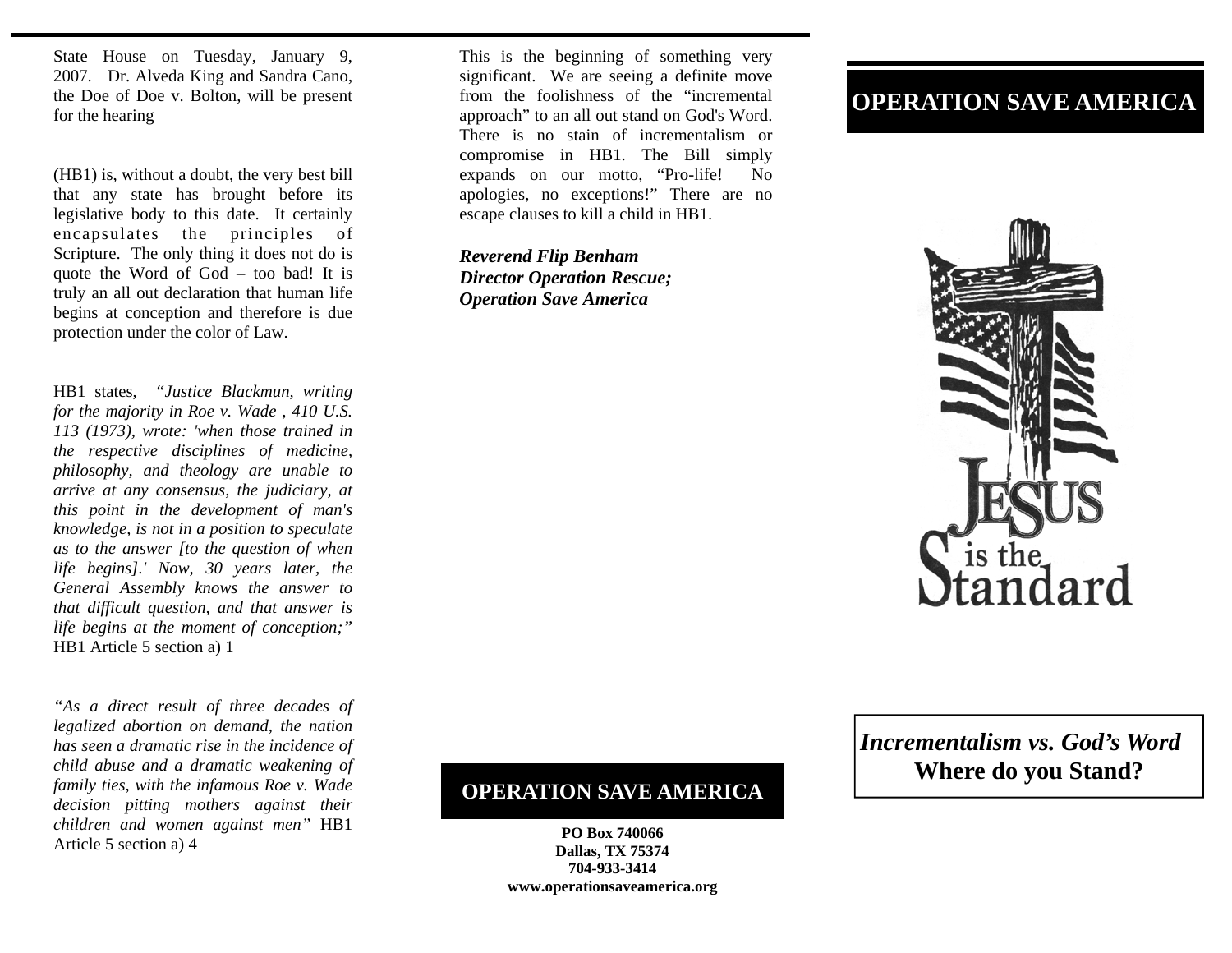State House on Tuesday, January 9, 2007. Dr. Alveda King and Sandra Cano, the Doe of Doe v. Bolton, will be present for the hearing

(HB1) is, without a doubt, the very best bill that any state has brought before its legislative body to this date. It certainly encapsulates the principles of Scripture. The only thing it does not do is quote the Word of God – too bad! It is truly an all out declaration that human life begins at conception and therefore is due protection under the color of Law.

HB1 states, *"Justice Blackmun, writing for the majority in Roe v. Wade , 410 U.S. 113 (1973), wrote: 'when those trained in the respective disciplines of medicine, philosophy, and theology are unable to arrive at any consensus, the judiciary, at this point in the development of man's knowledge, is not in a position to speculate as to the answer [to the question of when life begins].' Now, 30 years later, the General Assembly knows the answer to that difficult question, and that answer is life begins at the moment of conception;"* HB1 Article 5 section a) 1

*"As a direct result of three decades of legalized abortion on demand, the nation has seen a dramatic rise in the incidence of child abuse and a dramatic weakening of family ties, with the infamous Roe v. Wade decision pitting mothers against their children and women against men"* HB1 Article 5 section a) 4

This is the beginning of something very significant. We are seeing a definite move from the foolishness of the "incremental approach" to an all out stand on God's Word. There is no stain of incrementalism or compromise in HB1. The Bill simply expands on our motto, "Pro-life! No apologies, no exceptions!" There are no escape clauses to kill a child in HB1.

***Reverend Flip Benham***
***Director Operation Rescue;***
***Operation Save America***

## OPERATION SAVE AMERICA

**PO Box 740066**
**Dallas, TX 75374**
**704-933-3414**
**www.operationsaveamerica.org**

# OPERATION SAVE AMERICA

JESUS is the Standard

***Incrementalism vs. God's Word***
**Where do you Stand?**